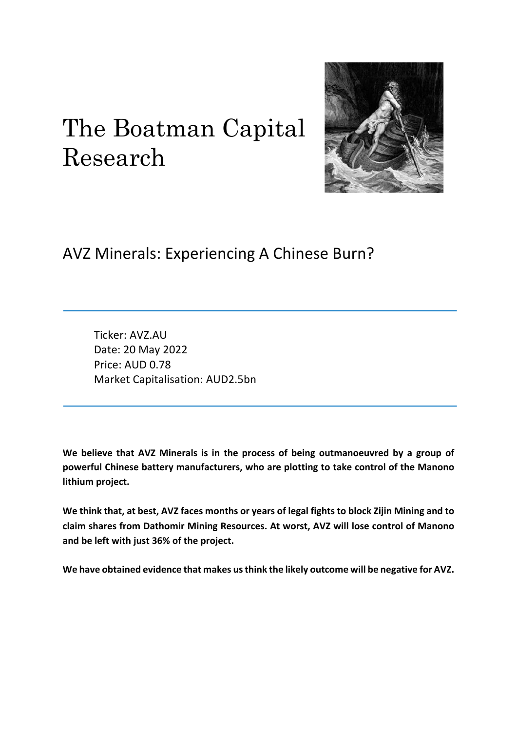# The Boatman Capital Research

## AVZ Minerals: Experiencing A Chinese Burn?

Ticker: AVZ.AU
Date: 20 May 2022
Price: AUD 0.78
Market Capitalisation: AUD2.5bn

**We believe that AVZ Minerals is in the process of being outmanoeuvred by a group of powerful Chinese battery manufacturers, who are plotting to take control of the Manono lithium project.**

**We think that, at best, AVZ faces months or years of legal fights to block Zijin Mining and to claim shares from Dathomir Mining Resources. At worst, AVZ will lose control of Manono and be left with just 36% of the project.**

**We have obtained evidence that makes us think the likely outcome will be negative for AVZ.**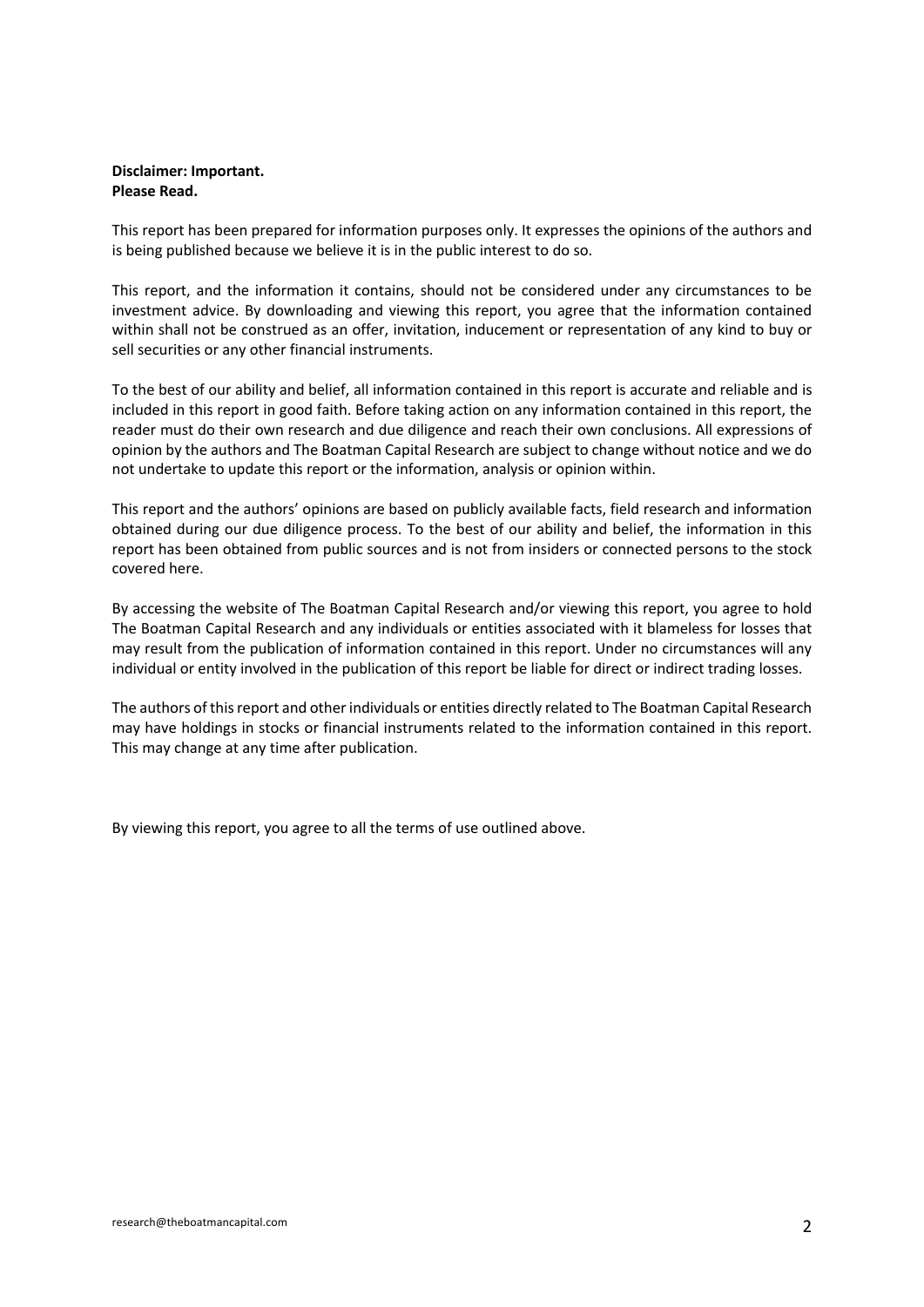**Disclaimer: Important.**
**Please Read.**

This report has been prepared for information purposes only. It expresses the opinions of the authors and is being published because we believe it is in the public interest to do so.

This report, and the information it contains, should not be considered under any circumstances to be investment advice. By downloading and viewing this report, you agree that the information contained within shall not be construed as an offer, invitation, inducement or representation of any kind to buy or sell securities or any other financial instruments.

To the best of our ability and belief, all information contained in this report is accurate and reliable and is included in this report in good faith. Before taking action on any information contained in this report, the reader must do their own research and due diligence and reach their own conclusions. All expressions of opinion by the authors and The Boatman Capital Research are subject to change without notice and we do not undertake to update this report or the information, analysis or opinion within.

This report and the authors' opinions are based on publicly available facts, field research and information obtained during our due diligence process. To the best of our ability and belief, the information in this report has been obtained from public sources and is not from insiders or connected persons to the stock covered here.

By accessing the website of The Boatman Capital Research and/or viewing this report, you agree to hold The Boatman Capital Research and any individuals or entities associated with it blameless for losses that may result from the publication of information contained in this report. Under no circumstances will any individual or entity involved in the publication of this report be liable for direct or indirect trading losses.

The authors of this report and other individuals or entities directly related to The Boatman Capital Research may have holdings in stocks or financial instruments related to the information contained in this report. This may change at any time after publication.

By viewing this report, you agree to all the terms of use outlined above.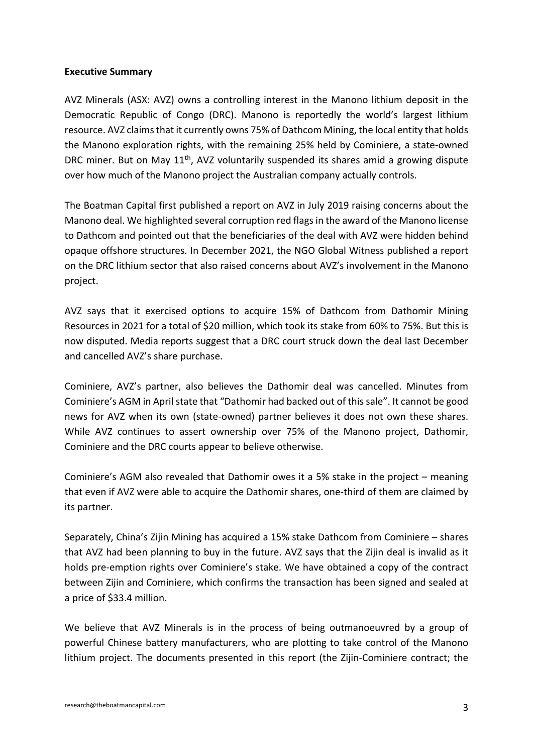**Executive Summary**

AVZ Minerals (ASX: AVZ) owns a controlling interest in the Manono lithium deposit in the Democratic Republic of Congo (DRC). Manono is reportedly the world's largest lithium resource. AVZ claims that it currently owns 75% of Dathcom Mining, the local entity that holds the Manono exploration rights, with the remaining 25% held by Cominiere, a state-owned DRC miner. But on May 11th, AVZ voluntarily suspended its shares amid a growing dispute over how much of the Manono project the Australian company actually controls.

The Boatman Capital first published a report on AVZ in July 2019 raising concerns about the Manono deal. We highlighted several corruption red flags in the award of the Manono license to Dathcom and pointed out that the beneficiaries of the deal with AVZ were hidden behind opaque offshore structures. In December 2021, the NGO Global Witness published a report on the DRC lithium sector that also raised concerns about AVZ's involvement in the Manono project.

AVZ says that it exercised options to acquire 15% of Dathcom from Dathomir Mining Resources in 2021 for a total of $20 million, which took its stake from 60% to 75%. But this is now disputed. Media reports suggest that a DRC court struck down the deal last December and cancelled AVZ's share purchase.

Cominiere, AVZ's partner, also believes the Dathomir deal was cancelled. Minutes from Cominiere's AGM in April state that "Dathomir had backed out of this sale". It cannot be good news for AVZ when its own (state-owned) partner believes it does not own these shares. While AVZ continues to assert ownership over 75% of the Manono project, Dathomir, Cominiere and the DRC courts appear to believe otherwise.

Cominiere's AGM also revealed that Dathomir owes it a 5% stake in the project – meaning that even if AVZ were able to acquire the Dathomir shares, one-third of them are claimed by its partner.

Separately, China's Zijin Mining has acquired a 15% stake Dathcom from Cominiere – shares that AVZ had been planning to buy in the future. AVZ says that the Zijin deal is invalid as it holds pre-emption rights over Cominiere's stake. We have obtained a copy of the contract between Zijin and Cominiere, which confirms the transaction has been signed and sealed at a price of $33.4 million.

We believe that AVZ Minerals is in the process of being outmanoeuvred by a group of powerful Chinese battery manufacturers, who are plotting to take control of the Manono lithium project. The documents presented in this report (the Zijin-Cominiere contract; the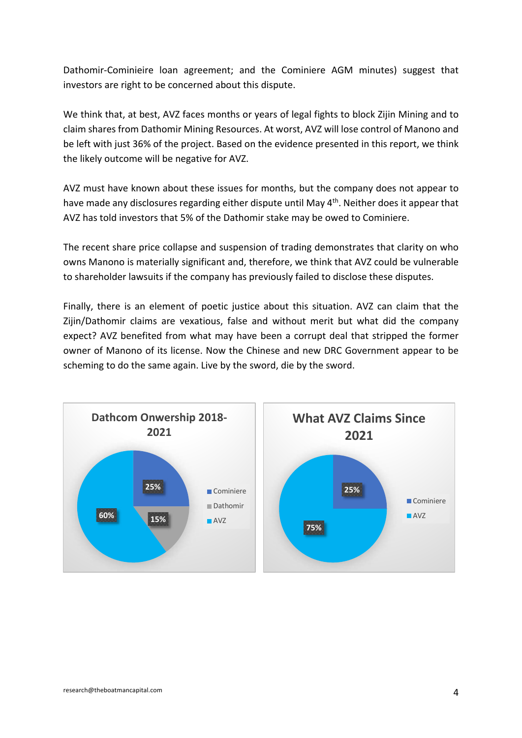Dathomir-Cominieire loan agreement; and the Cominiere AGM minutes) suggest that investors are right to be concerned about this dispute.

We think that, at best, AVZ faces months or years of legal fights to block Zijin Mining and to claim shares from Dathomir Mining Resources. At worst, AVZ will lose control of Manono and be left with just 36% of the project. Based on the evidence presented in this report, we think the likely outcome will be negative for AVZ.

AVZ must have known about these issues for months, but the company does not appear to have made any disclosures regarding either dispute until May 4th. Neither does it appear that AVZ has told investors that 5% of the Dathomir stake may be owed to Cominiere.

The recent share price collapse and suspension of trading demonstrates that clarity on who owns Manono is materially significant and, therefore, we think that AVZ could be vulnerable to shareholder lawsuits if the company has previously failed to disclose these disputes.

Finally, there is an element of poetic justice about this situation. AVZ can claim that the Zijin/Dathomir claims are vexatious, false and without merit but what did the company expect? AVZ benefited from what may have been a corrupt deal that stripped the former owner of Manono of its license. Now the Chinese and new DRC Government appear to be scheming to do the same again. Live by the sword, die by the sword.

**Dathcom Onwership 2018-2021**

| Owner | Share |
|---|---|
| Cominiere | 25% |
| Dathomir | 15% |
| AVZ | 60% |

**What AVZ Claims Since 2021**

| Owner | Share |
|---|---|
| Cominiere | 25% |
| AVZ | 75% |

research@theboatmancapital.com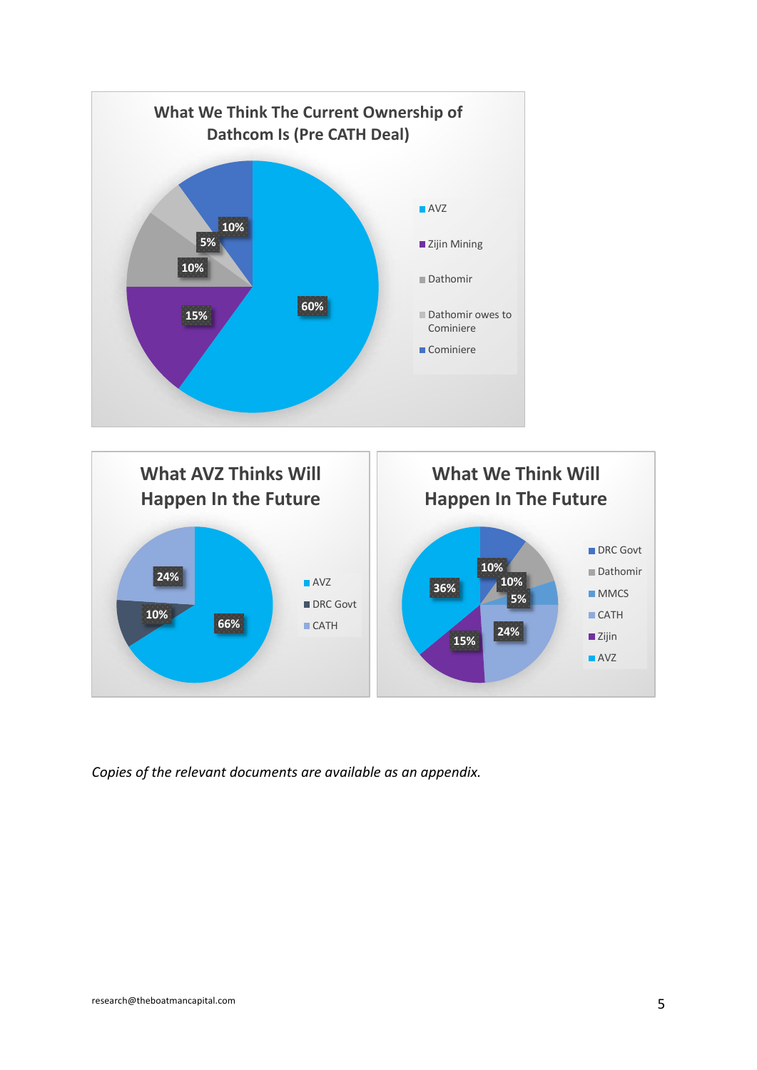## What We Think The Current Ownership of Dathcom Is (Pre CATH Deal)

| Owner | Share |
|---|---|
| AVZ | 60% |
| Zijin Mining | 15% |
| Dathomir | 10% |
| Dathomir owes to Cominiere | 5% |
| Cominiere | 10% |

## What AVZ Thinks Will Happen In the Future

| Owner | Share |
|---|---|
| AVZ | 66% |
| DRC Govt | 10% |
| CATH | 24% |

## What We Think Will Happen In The Future

| Owner | Share |
|---|---|
| DRC Govt | 10% |
| Dathomir | 10% |
| MMCS | 5% |
| CATH | 24% |
| Zijin | 15% |
| AVZ | 36% |

*Copies of the relevant documents are available as an appendix.*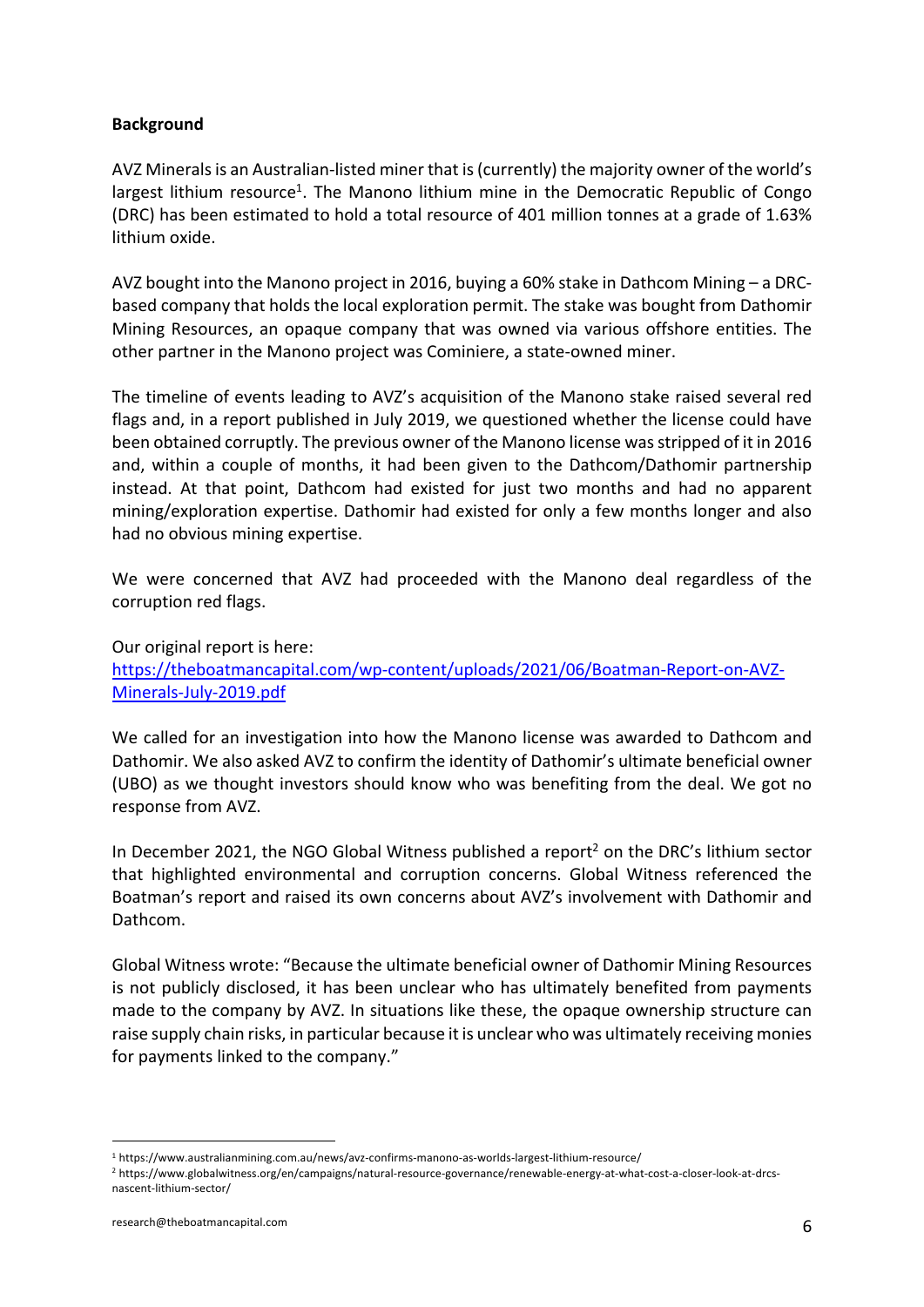**Background**

AVZ Minerals is an Australian-listed miner that is (currently) the majority owner of the world's largest lithium resource[1]. The Manono lithium mine in the Democratic Republic of Congo (DRC) has been estimated to hold a total resource of 401 million tonnes at a grade of 1.63% lithium oxide.

AVZ bought into the Manono project in 2016, buying a 60% stake in Dathcom Mining – a DRC-based company that holds the local exploration permit. The stake was bought from Dathomir Mining Resources, an opaque company that was owned via various offshore entities. The other partner in the Manono project was Cominiere, a state-owned miner.

The timeline of events leading to AVZ's acquisition of the Manono stake raised several red flags and, in a report published in July 2019, we questioned whether the license could have been obtained corruptly. The previous owner of the Manono license was stripped of it in 2016 and, within a couple of months, it had been given to the Dathcom/Dathomir partnership instead. At that point, Dathcom had existed for just two months and had no apparent mining/exploration expertise. Dathomir had existed for only a few months longer and also had no obvious mining expertise.

We were concerned that AVZ had proceeded with the Manono deal regardless of the corruption red flags.

Our original report is here:
[https://theboatmancapital.com/wp-content/uploads/2021/06/Boatman-Report-on-AVZ-Minerals-July-2019.pdf](https://theboatmancapital.com/wp-content/uploads/2021/06/Boatman-Report-on-AVZ-Minerals-July-2019.pdf)

We called for an investigation into how the Manono license was awarded to Dathcom and Dathomir. We also asked AVZ to confirm the identity of Dathomir's ultimate beneficial owner (UBO) as we thought investors should know who was benefiting from the deal. We got no response from AVZ.

In December 2021, the NGO Global Witness published a report[2] on the DRC's lithium sector that highlighted environmental and corruption concerns. Global Witness referenced the Boatman's report and raised its own concerns about AVZ's involvement with Dathomir and Dathcom.

Global Witness wrote: "Because the ultimate beneficial owner of Dathomir Mining Resources is not publicly disclosed, it has been unclear who has ultimately benefited from payments made to the company by AVZ. In situations like these, the opaque ownership structure can raise supply chain risks, in particular because it is unclear who was ultimately receiving monies for payments linked to the company."

---

[1] https://www.australianmining.com.au/news/avz-confirms-manono-as-worlds-largest-lithium-resource/

[2] https://www.globalwitness.org/en/campaigns/natural-resource-governance/renewable-energy-at-what-cost-a-closer-look-at-drcs-nascent-lithium-sector/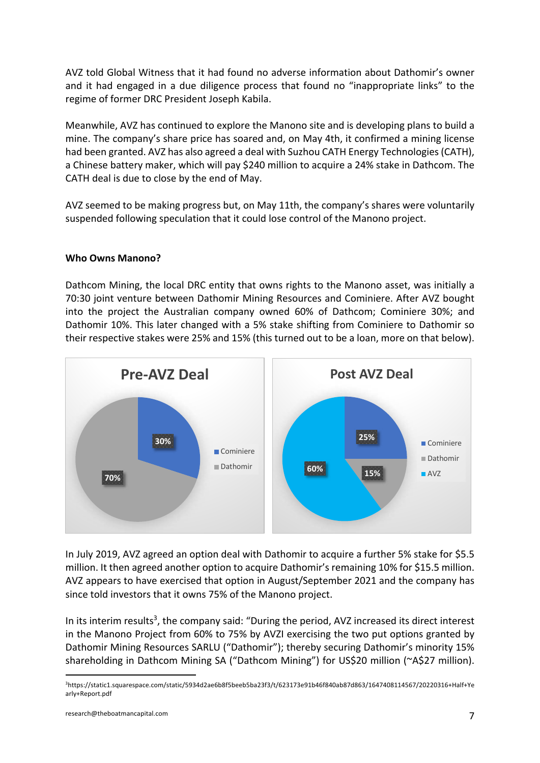AVZ told Global Witness that it had found no adverse information about Dathomir's owner and it had engaged in a due diligence process that found no "inappropriate links" to the regime of former DRC President Joseph Kabila.

Meanwhile, AVZ has continued to explore the Manono site and is developing plans to build a mine. The company's share price has soared and, on May 4th, it confirmed a mining license had been granted. AVZ has also agreed a deal with Suzhou CATH Energy Technologies (CATH), a Chinese battery maker, which will pay $240 million to acquire a 24% stake in Dathcom. The CATH deal is due to close by the end of May.

AVZ seemed to be making progress but, on May 11th, the company's shares were voluntarily suspended following speculation that it could lose control of the Manono project.

**Who Owns Manono?**

Dathcom Mining, the local DRC entity that owns rights to the Manono asset, was initially a 70:30 joint venture between Dathomir Mining Resources and Cominiere. After AVZ bought into the project the Australian company owned 60% of Dathcom; Cominiere 30%; and Dathomir 10%. This later changed with a 5% stake shifting from Cominiere to Dathomir so their respective stakes were 25% and 15% (this turned out to be a loan, more on that below).

**Pre-AVZ Deal**

| Owner | Stake |
|---|---|
| Cominiere | 30% |
| Dathomir | 70% |

**Post AVZ Deal**

| Owner | Stake |
|---|---|
| Cominiere | 25% |
| Dathomir | 15% |
| AVZ | 60% |

In July 2019, AVZ agreed an option deal with Dathomir to acquire a further 5% stake for $5.5 million. It then agreed another option to acquire Dathomir's remaining 10% for $15.5 million. AVZ appears to have exercised that option in August/September 2021 and the company has since told investors that it owns 75% of the Manono project.

In its interim results[3], the company said: "During the period, AVZ increased its direct interest in the Manono Project from 60% to 75% by AVZI exercising the two put options granted by Dathomir Mining Resources SARLU ("Dathomir"); thereby securing Dathomir's minority 15% shareholding in Dathcom Mining SA ("Dathcom Mining") for US$20 million (~A$27 million).

[3]https://static1.squarespace.com/static/5934d2ae6b8f5beeb5ba23f3/t/623173e91b46f840ab87d863/1647408114567/20220316+Half+Yearly+Report.pdf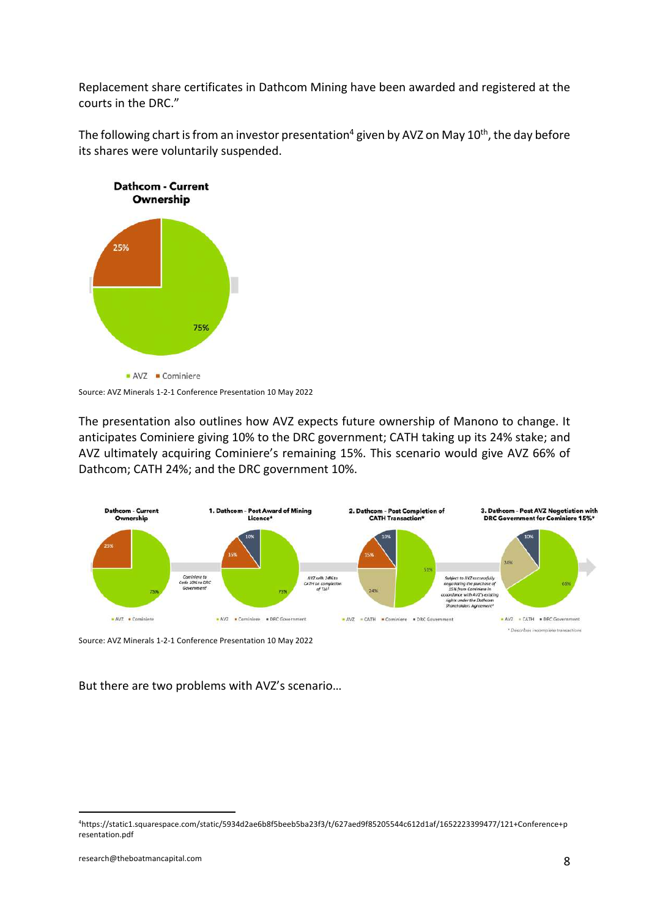Replacement share certificates in Dathcom Mining have been awarded and registered at the courts in the DRC."

The following chart is from an investor presentation[4] given by AVZ on May 10th, the day before its shares were voluntarily suspended.

**Dathcom - Current Ownership**

25%

75%

■ AVZ ■ Cominiere

Source: AVZ Minerals 1-2-1 Conference Presentation 10 May 2022

The presentation also outlines how AVZ expects future ownership of Manono to change. It anticipates Cominiere giving 10% to the DRC government; CATH taking up its 24% stake; and AVZ ultimately acquiring Cominiere's remaining 15%. This scenario would give AVZ 66% of Dathcom; CATH 24%; and the DRC government 10%.

**Dathcom - Current Ownership** — 25%, 75% — ■ AVZ ■ Cominiere

*Cominiere to Cede 10% to DRC Government*

**1. Dathcom - Post Award of Mining Licence*** — 10%, 15%, 75% — ■ AVZ ■ Cominiere ■ DRC Government

*AVZ sells 24% to CATH on completion of TLA*

**2. Dathcom - Post Completion of CATH Transaction*** — 10%, 15%, 24%, 51% — ■ AVZ ■ CATH ■ Cominiere ■ DRC Government

*Subject to AVZ successfully negotiating the purchase of 15% from Cominiere in accordance with AVZ's existing rights under the Dathcom Shareholders Agreement*

**3. Dathcom - Post AVZ Negotiation with DRC Government for Cominiere 15%*** — 10%, 24%, 66% — ■ AVZ ■ CATH ■ DRC Government

\* Describes incomplete transactions

Source: AVZ Minerals 1-2-1 Conference Presentation 10 May 2022

But there are two problems with AVZ's scenario…

---

[4] https://static1.squarespace.com/static/5934d2ae6b8f5beeb5ba23f3/t/627aed9f85205544c612d1af/1652223399477/121+Conference+presentation.pdf

research@theboatmancapital.com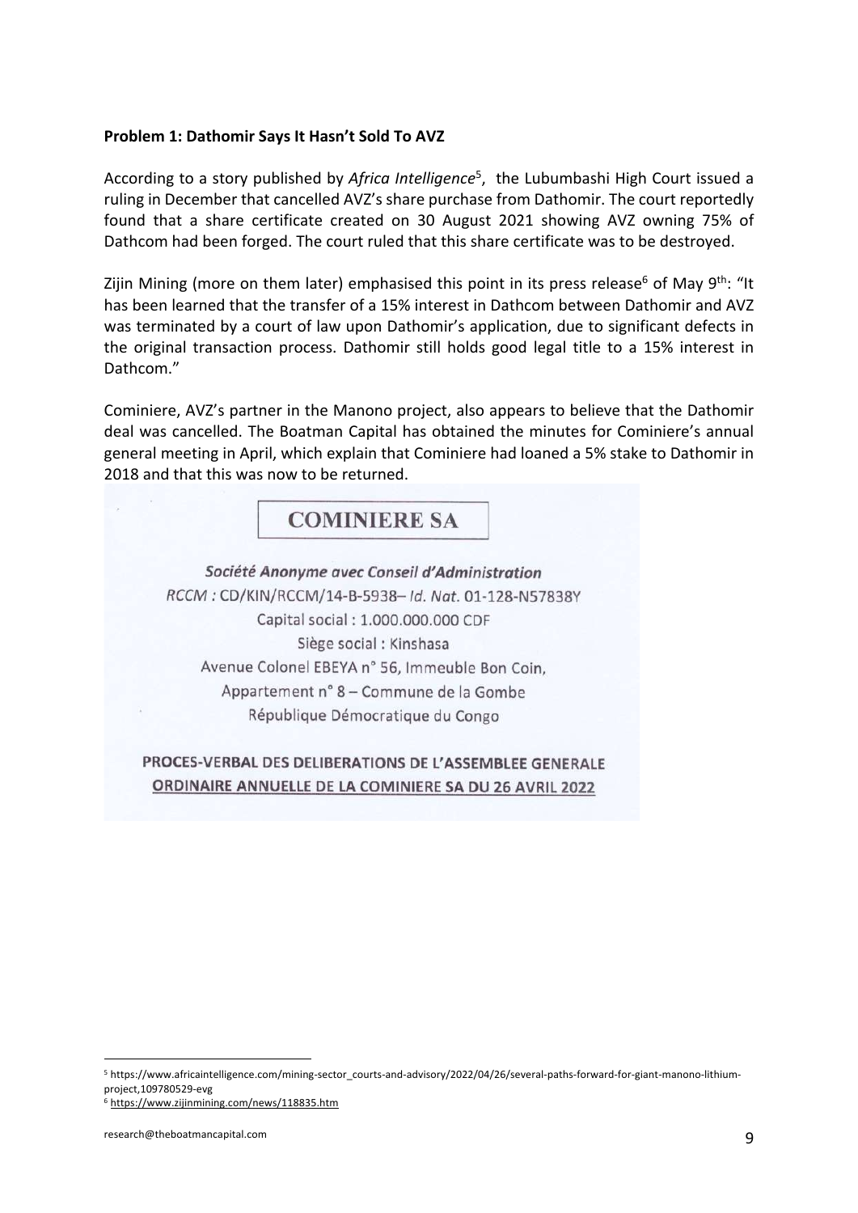**Problem 1: Dathomir Says It Hasn't Sold To AVZ**

According to a story published by *Africa Intelligence*[5], the Lubumbashi High Court issued a ruling in December that cancelled AVZ's share purchase from Dathomir. The court reportedly found that a share certificate created on 30 August 2021 showing AVZ owning 75% of Dathcom had been forged. The court ruled that this share certificate was to be destroyed.

Zijin Mining (more on them later) emphasised this point in its press release[6] of May 9th: "It has been learned that the transfer of a 15% interest in Dathcom between Dathomir and AVZ was terminated by a court of law upon Dathomir's application, due to significant defects in the original transaction process. Dathomir still holds good legal title to a 15% interest in Dathcom."

Cominiere, AVZ's partner in the Manono project, also appears to believe that the Dathomir deal was cancelled. The Boatman Capital has obtained the minutes for Cominiere's annual general meeting in April, which explain that Cominiere had loaned a 5% stake to Dathomir in 2018 and that this was now to be returned.

**COMINIERE SA**

*Société Anonyme avec Conseil d'Administration*
*RCCM :* CD/KIN/RCCM/14-B-5938– *Id. Nat.* 01-128-N57838Y
Capital social : 1.000.000.000 CDF
Siège social : Kinshasa
Avenue Colonel EBEYA n° 56, Immeuble Bon Coin,
Appartement n° 8 – Commune de la Gombe
République Démocratique du Congo

**PROCES-VERBAL DES DELIBERATIONS DE L'ASSEMBLEE GENERALE ORDINAIRE ANNUELLE DE LA COMINIERE SA DU 26 AVRIL 2022**

---

[5] https://www.africaintelligence.com/mining-sector_courts-and-advisory/2022/04/26/several-paths-forward-for-giant-manono-lithium-project,109780529-evg

[6] https://www.zijinmining.com/news/118835.htm

research@theboatmancapital.com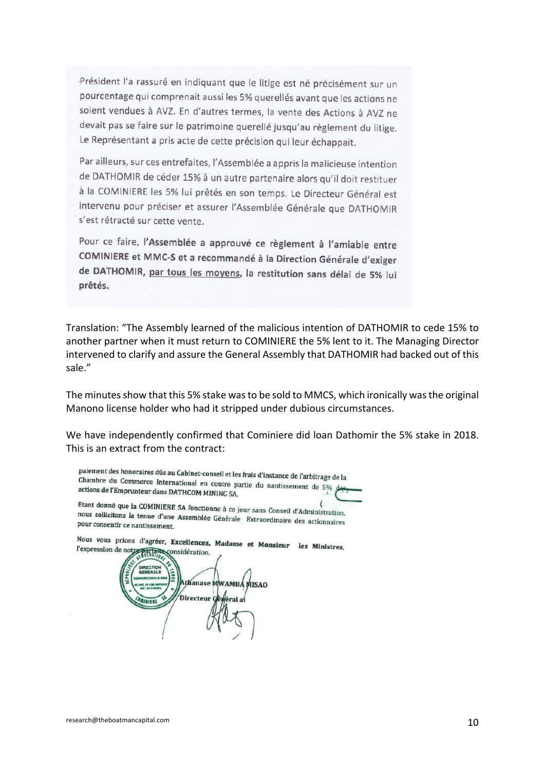Président l'a rassuré en indiquant que le litige est né précisément sur un pourcentage qui comprenait aussi les 5% querellés avant que les actions ne soient vendues à AVZ. En d'autres termes, la vente des Actions à AVZ ne devait pas se faire sur le patrimoine querellé jusqu'au règlement du litige. Le Représentant a pris acte de cette précision qui leur échappait.

Par ailleurs, sur ces entrefaites, l'Assemblée a appris la malicieuse intention de DATHOMIR de céder 15% à un autre partenaire alors qu'il doit restituer à la COMINIERE les 5% lui prêtés en son temps. Le Directeur Général est intervenu pour préciser et assurer l'Assemblée Générale que DATHOMIR s'est rétracté sur cette vente.

Pour ce faire, **l'Assemblée a approuvé ce règlement à l'amiable entre COMINIERE et MMC-S et a recommandé à la Direction Générale d'exiger de DATHOMIR, par tous les moyens, la restitution sans délai de 5% lui prêtés.**

Translation: "The Assembly learned of the malicious intention of DATHOMIR to cede 15% to another partner when it must return to COMINIERE the 5% lent to it. The Managing Director intervened to clarify and assure the General Assembly that DATHOMIR had backed out of this sale."

The minutes show that this 5% stake was to be sold to MMCS, which ironically was the original Manono license holder who had it stripped under dubious circumstances.

We have independently confirmed that Cominiere did loan Dathomir the 5% stake in 2018. This is an extract from the contract:

paiement des honoraires dûs au Cabinet-conseil et les frais d'instance de l'arbitrage de la Chambre du Commerce International en contre partie du nantissement de 5% des actions de l'Emprunteur dans DATHCOM MINING SA.

Etant donné que la COMINIERE SA fonctionne à ce jour sans Conseil d'Administration, nous sollicitons la tenue d'une Assemblée Générale Extraordinaire des actionnaires pour consentir ce nantissement.

Nous vous prions d'agréer, **Excellences, Madame et Monsieur les Ministres**, l'expression de notre parfaite considération.

**Athanase MWAMBA MISAO**
**Directeur Général ai**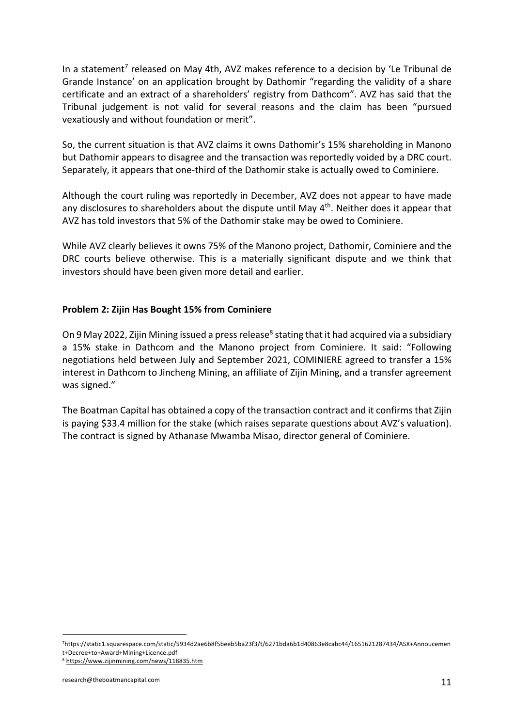In a statement[7] released on May 4th, AVZ makes reference to a decision by 'Le Tribunal de Grande Instance' on an application brought by Dathomir "regarding the validity of a share certificate and an extract of a shareholders' registry from Dathcom". AVZ has said that the Tribunal judgement is not valid for several reasons and the claim has been "pursued vexatiously and without foundation or merit".

So, the current situation is that AVZ claims it owns Dathomir's 15% shareholding in Manono but Dathomir appears to disagree and the transaction was reportedly voided by a DRC court. Separately, it appears that one-third of the Dathomir stake is actually owed to Cominiere.

Although the court ruling was reportedly in December, AVZ does not appear to have made any disclosures to shareholders about the dispute until May 4th. Neither does it appear that AVZ has told investors that 5% of the Dathomir stake may be owed to Cominiere.

While AVZ clearly believes it owns 75% of the Manono project, Dathomir, Cominiere and the DRC courts believe otherwise. This is a materially significant dispute and we think that investors should have been given more detail and earlier.

**Problem 2: Zijin Has Bought 15% from Cominiere**

On 9 May 2022, Zijin Mining issued a press release[8] stating that it had acquired via a subsidiary a 15% stake in Dathcom and the Manono project from Cominiere. It said: "Following negotiations held between July and September 2021, COMINIERE agreed to transfer a 15% interest in Dathcom to Jincheng Mining, an affiliate of Zijin Mining, and a transfer agreement was signed."

The Boatman Capital has obtained a copy of the transaction contract and it confirms that Zijin is paying \$33.4 million for the stake (which raises separate questions about AVZ's valuation). The contract is signed by Athanase Mwamba Misao, director general of Cominiere.

[7] https://static1.squarespace.com/static/5934d2ae6b8f5beeb5ba23f3/t/6271bda6b1d40863e8cabc44/1651621287434/ASX+Annoucement+Decree+to+Award+Mining+Licence.pdf

[8] https://www.zijinmining.com/news/118835.htm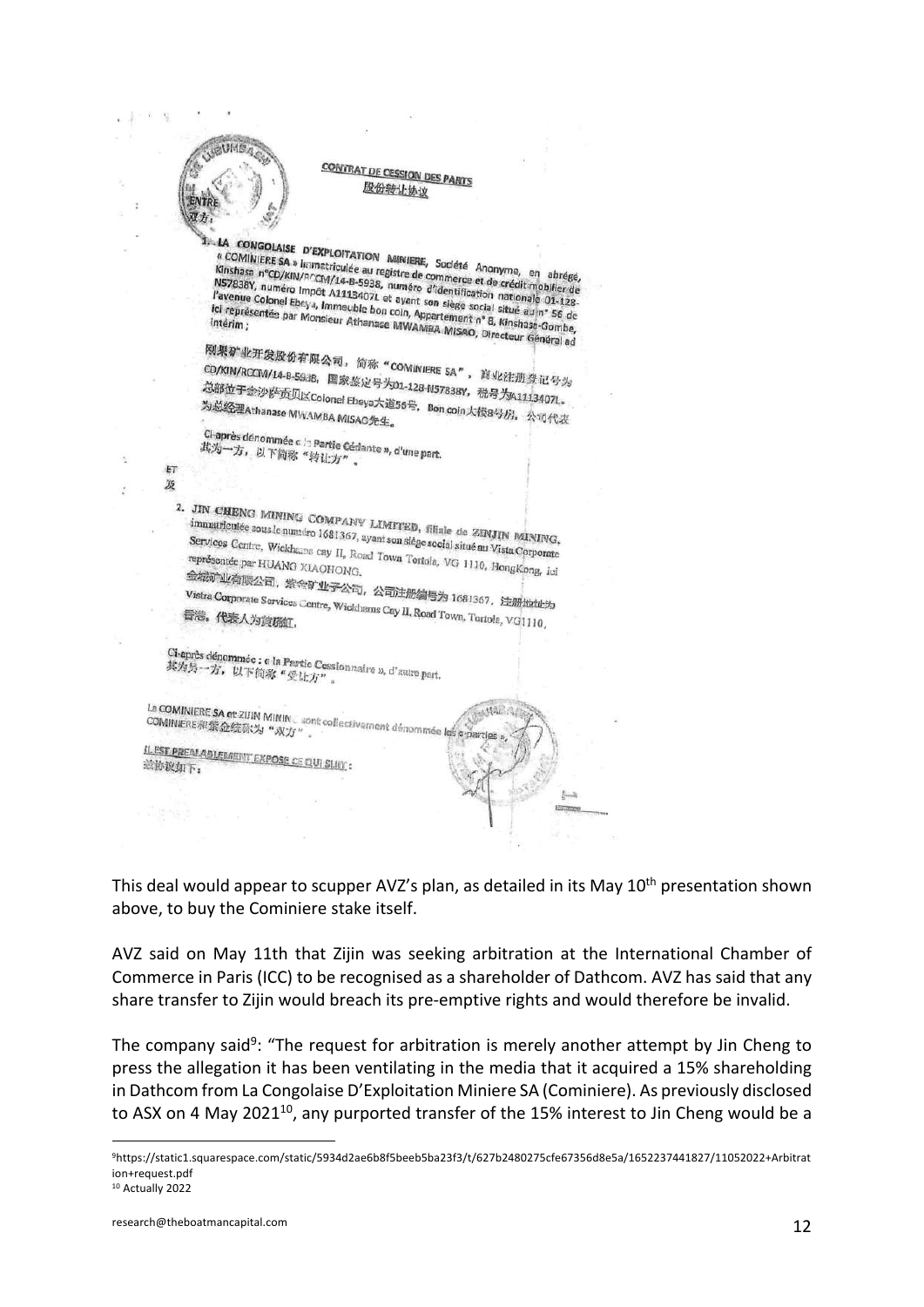CONTRAT DE CESSION DES PARTS
股份转让协议

ENTRE
双方：

1. LA CONGOLAISE D'EXPLOITATION MINIERE, Société Anonyme, en abrégé, « COMINIERE SA » Immatriculée au registre de commerce et de crédit mobilier de Kinshasa n°CD/KIN/RCCM/14-B-5938, numéro d'identification nationale 01-128-N57838Y, numéro Impôt A1113407L et ayant son siège social situé au n° 56 de l'avenue Colonel Ebeya, Immeuble bon coin, Appartement n° 8, Kinshasa-Gombe, ici représentée par Monsieur Athanase MWAMBA MISAO, Directeur Général ad intérim ;

刚果矿业开发股份有限公司，简称"COMINIERE SA"，商业注册登记号为CD/KIN/RCCM/14-B-5938，国家鉴定号为01-128-N57838Y，税号为A1113407L。总部位于金沙萨贡贝区Colonel Ebeya大道56号，Bon coin大楼8号房，公司代表为总经理Athanase MWAMBA MISAO先生。

Ci-après dénommée « la Partie Cédante », d'une part.
其为一方，以下简称"转让方"。

ET
及

2. JIN CHENG MINING COMPANY LIMITED, filiale de ZIJIN MINING, immatriculée sous le numéro 1681367, ayant son siège social situé au Vistra Corporate Services Centre, Wickhams cay II, Road Town Tortola, VG 1110, HongKong, ici représentée par HUANG XIAOHONG.

金城矿业有限公司，紫金矿业子公司，公司注册编号为1681367，注册地址为Vistra Corporate Services Centre, Wickhams Cay II, Road Town, Tortola, VG1110, 香港。代表人为黄晓虹。

Ci-après dénommée : « la Partie Cessionnaire », d'autre part.
其为另一方，以下简称"受让方"。

La COMINIERE SA et ZIJIN MINING sont collectivement dénommée les « parties ».
COMINIERE和紫金统称为"双方"。

IL EST PREALABLEMENT EXPOSE CE QUI SUIT :
兹协议如下：

This deal would appear to scupper AVZ's plan, as detailed in its May 10th presentation shown above, to buy the Cominiere stake itself.

AVZ said on May 11th that Zijin was seeking arbitration at the International Chamber of Commerce in Paris (ICC) to be recognised as a shareholder of Dathcom. AVZ has said that any share transfer to Zijin would breach its pre-emptive rights and would therefore be invalid.

The company said[9]: "The request for arbitration is merely another attempt by Jin Cheng to press the allegation it has been ventilating in the media that it acquired a 15% shareholding in Dathcom from La Congolaise D'Exploitation Miniere SA (Cominiere). As previously disclosed to ASX on 4 May 2021[10], any purported transfer of the 15% interest to Jin Cheng would be a

[9] https://static1.squarespace.com/static/5934d2ae6b8f5beeb5ba23f3/t/627b2480275cfe67356d8e5a/1652237441827/11052022+Arbitration+request.pdf

[10] Actually 2022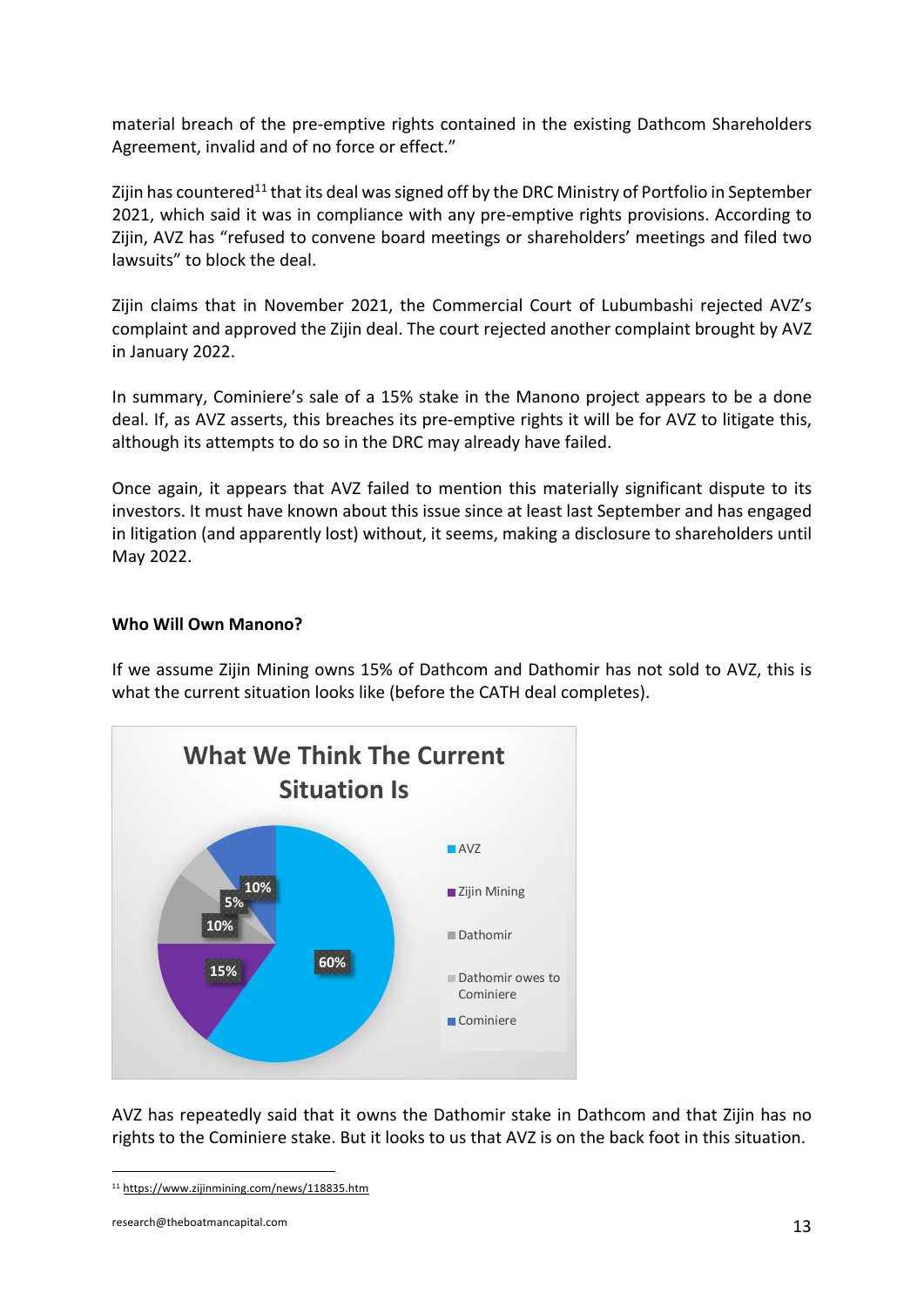material breach of the pre-emptive rights contained in the existing Dathcom Shareholders Agreement, invalid and of no force or effect."

Zijin has countered[11] that its deal was signed off by the DRC Ministry of Portfolio in September 2021, which said it was in compliance with any pre-emptive rights provisions. According to Zijin, AVZ has "refused to convene board meetings or shareholders' meetings and filed two lawsuits" to block the deal.

Zijin claims that in November 2021, the Commercial Court of Lubumbashi rejected AVZ's complaint and approved the Zijin deal. The court rejected another complaint brought by AVZ in January 2022.

In summary, Cominiere's sale of a 15% stake in the Manono project appears to be a done deal. If, as AVZ asserts, this breaches its pre-emptive rights it will be for AVZ to litigate this, although its attempts to do so in the DRC may already have failed.

Once again, it appears that AVZ failed to mention this materially significant dispute to its investors. It must have known about this issue since at least last September and has engaged in litigation (and apparently lost) without, it seems, making a disclosure to shareholders until May 2022.

**Who Will Own Manono?**

If we assume Zijin Mining owns 15% of Dathcom and Dathomir has not sold to AVZ, this is what the current situation looks like (before the CATH deal completes).

**What We Think The Current Situation Is**

| Holder | Share |
|---|---|
| AVZ | 60% |
| Zijin Mining | 15% |
| Dathomir | 10% |
| Dathomir owes to Cominiere | 5% |
| Cominiere | 10% |

AVZ has repeatedly said that it owns the Dathomir stake in Dathcom and that Zijin has no rights to the Cominiere stake. But it looks to us that AVZ is on the back foot in this situation.

[11] https://www.zijinmining.com/news/118835.htm

research@theboatmancapital.com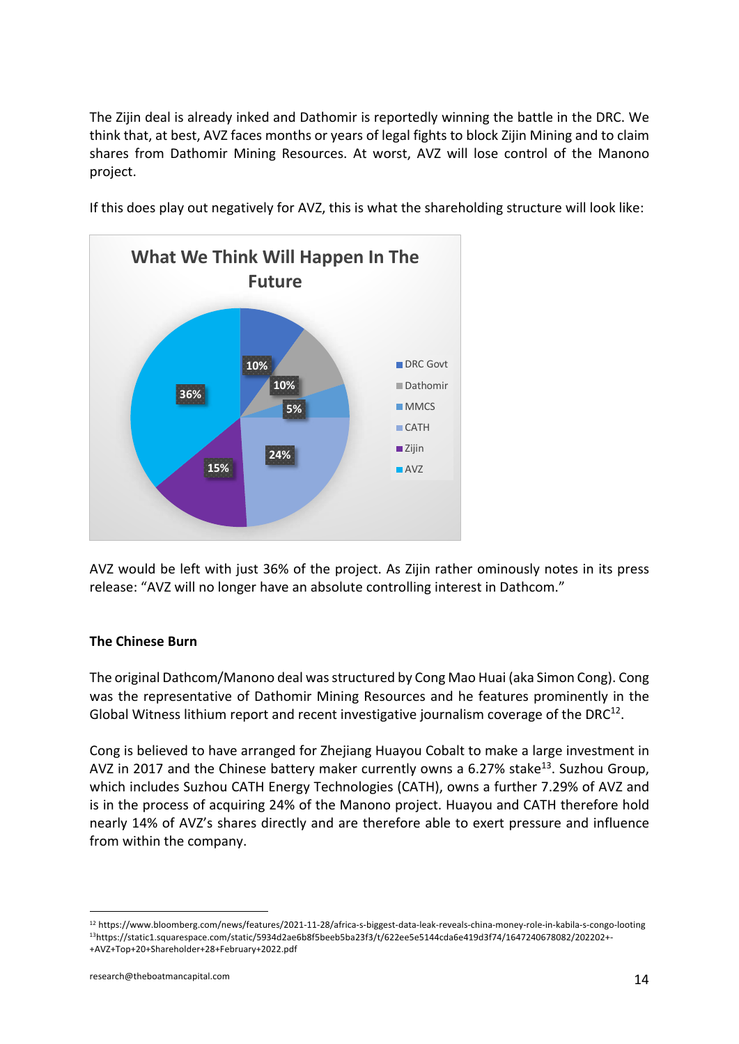The Zijin deal is already inked and Dathomir is reportedly winning the battle in the DRC. We think that, at best, AVZ faces months or years of legal fights to block Zijin Mining and to claim shares from Dathomir Mining Resources. At worst, AVZ will lose control of the Manono project.

If this does play out negatively for AVZ, this is what the shareholding structure will look like:

**What We Think Will Happen In The Future**

| Shareholder | Share |
|---|---|
| DRC Govt | 10% |
| Dathomir | 10% |
| MMCS | 5% |
| CATH | 24% |
| Zijin | 15% |
| AVZ | 36% |

AVZ would be left with just 36% of the project. As Zijin rather ominously notes in its press release: "AVZ will no longer have an absolute controlling interest in Dathcom."

**The Chinese Burn**

The original Dathcom/Manono deal was structured by Cong Mao Huai (aka Simon Cong). Cong was the representative of Dathomir Mining Resources and he features prominently in the Global Witness lithium report and recent investigative journalism coverage of the DRC[12].

Cong is believed to have arranged for Zhejiang Huayou Cobalt to make a large investment in AVZ in 2017 and the Chinese battery maker currently owns a 6.27% stake[13]. Suzhou Group, which includes Suzhou CATH Energy Technologies (CATH), owns a further 7.29% of AVZ and is in the process of acquiring 24% of the Manono project. Huayou and CATH therefore hold nearly 14% of AVZ's shares directly and are therefore able to exert pressure and influence from within the company.

---

[12] https://www.bloomberg.com/news/features/2021-11-28/africa-s-biggest-data-leak-reveals-china-money-role-in-kabila-s-congo-looting

[13] https://static1.squarespace.com/static/5934d2ae6b8f5beeb5ba23f3/t/622ee5e5144cda6e419d3f74/1647240678082/202202+-+AVZ+Top+20+Shareholder+28+February+2022.pdf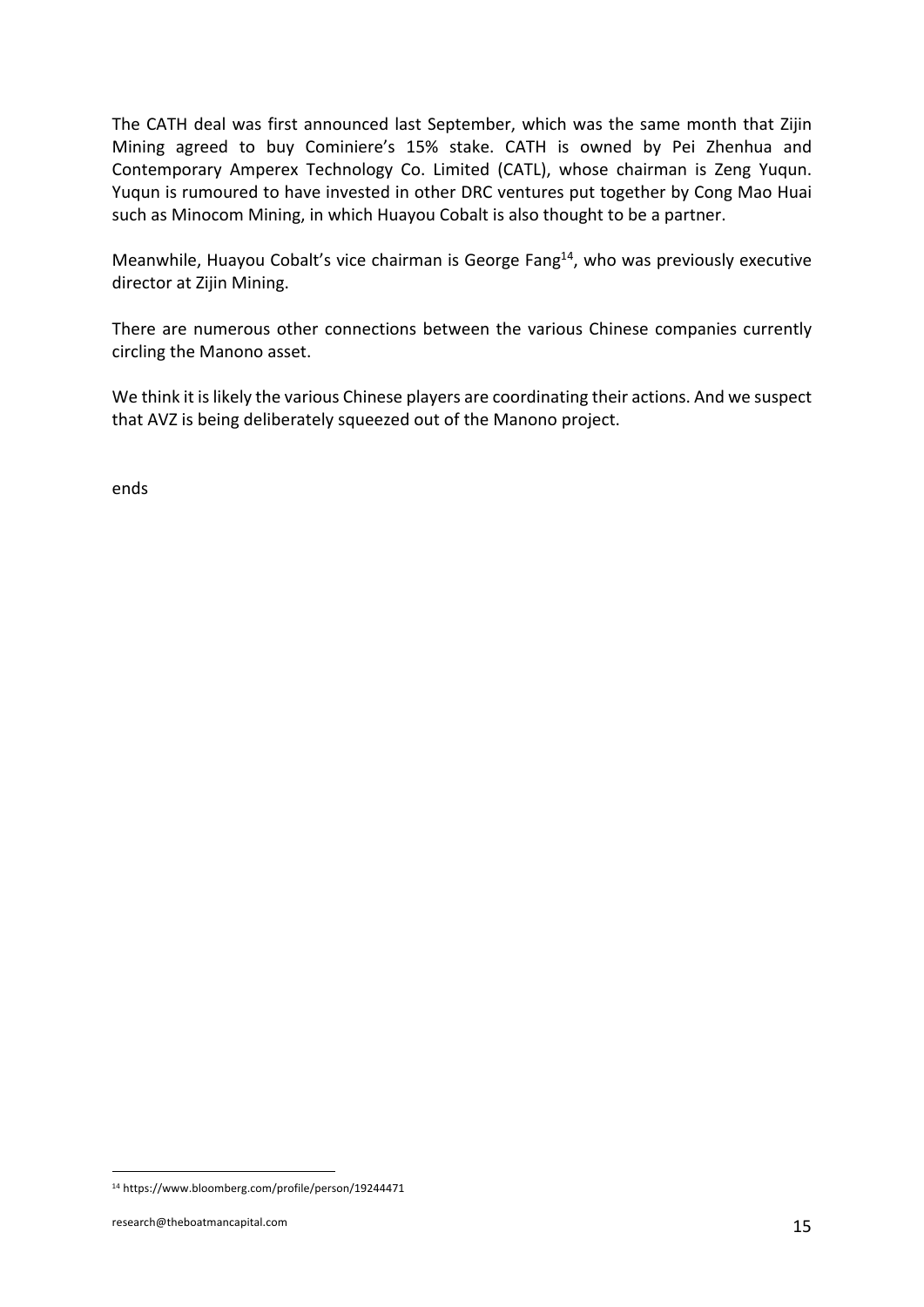The CATH deal was first announced last September, which was the same month that Zijin Mining agreed to buy Cominiere's 15% stake. CATH is owned by Pei Zhenhua and Contemporary Amperex Technology Co. Limited (CATL), whose chairman is Zeng Yuqun. Yuqun is rumoured to have invested in other DRC ventures put together by Cong Mao Huai such as Minocom Mining, in which Huayou Cobalt is also thought to be a partner.

Meanwhile, Huayou Cobalt's vice chairman is George Fang[14], who was previously executive director at Zijin Mining.

There are numerous other connections between the various Chinese companies currently circling the Manono asset.

We think it is likely the various Chinese players are coordinating their actions. And we suspect that AVZ is being deliberately squeezed out of the Manono project.

ends

[14] https://www.bloomberg.com/profile/person/19244471

research@theboatmancapital.com